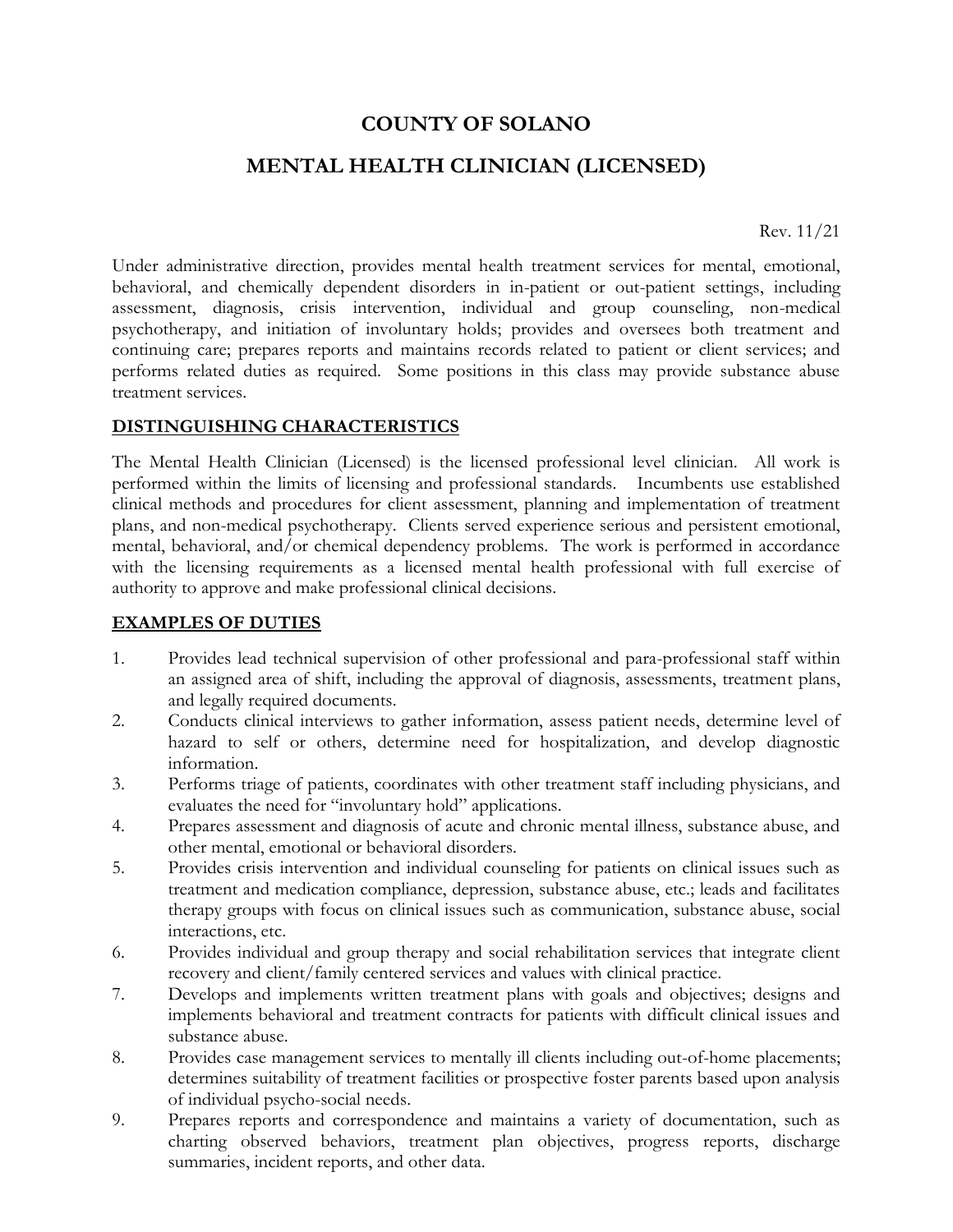# COUNTY OF SOLANO

# MENTAL HEALTH CLINICIAN (LICENSED)

Rev. 11/21

Under administrative direction, provides mental health treatment services for mental, emotional, behavioral, and chemically dependent disorders in in-patient or out-patient settings, including assessment, diagnosis, crisis intervention, individual and group counseling, non-medical psychotherapy, and initiation of involuntary holds; provides and oversees both treatment and continuing care; prepares reports and maintains records related to patient or client services; and performs related duties as required. Some positions in this class may provide substance abuse treatment services.

## DISTINGUISHING CHARACTERISTICS

The Mental Health Clinician (Licensed) is the licensed professional level clinician. All work is performed within the limits of licensing and professional standards. Incumbents use established clinical methods and procedures for client assessment, planning and implementation of treatment plans, and non-medical psychotherapy. Clients served experience serious and persistent emotional, mental, behavioral, and/or chemical dependency problems. The work is performed in accordance with the licensing requirements as a licensed mental health professional with full exercise of authority to approve and make professional clinical decisions.

## EXAMPLES OF DUTIES

1. Provides lead technical supervision of other professional and para-professional staff within an assigned area of shift, including the approval of diagnosis, assessments, treatment plans, and legally required documents.
2. Conducts clinical interviews to gather information, assess patient needs, determine level of hazard to self or others, determine need for hospitalization, and develop diagnostic information.
3. Performs triage of patients, coordinates with other treatment staff including physicians, and evaluates the need for "involuntary hold" applications.
4. Prepares assessment and diagnosis of acute and chronic mental illness, substance abuse, and other mental, emotional or behavioral disorders.
5. Provides crisis intervention and individual counseling for patients on clinical issues such as treatment and medication compliance, depression, substance abuse, etc.; leads and facilitates therapy groups with focus on clinical issues such as communication, substance abuse, social interactions, etc.
6. Provides individual and group therapy and social rehabilitation services that integrate client recovery and client/family centered services and values with clinical practice.
7. Develops and implements written treatment plans with goals and objectives; designs and implements behavioral and treatment contracts for patients with difficult clinical issues and substance abuse.
8. Provides case management services to mentally ill clients including out-of-home placements; determines suitability of treatment facilities or prospective foster parents based upon analysis of individual psycho-social needs.
9. Prepares reports and correspondence and maintains a variety of documentation, such as charting observed behaviors, treatment plan objectives, progress reports, discharge summaries, incident reports, and other data.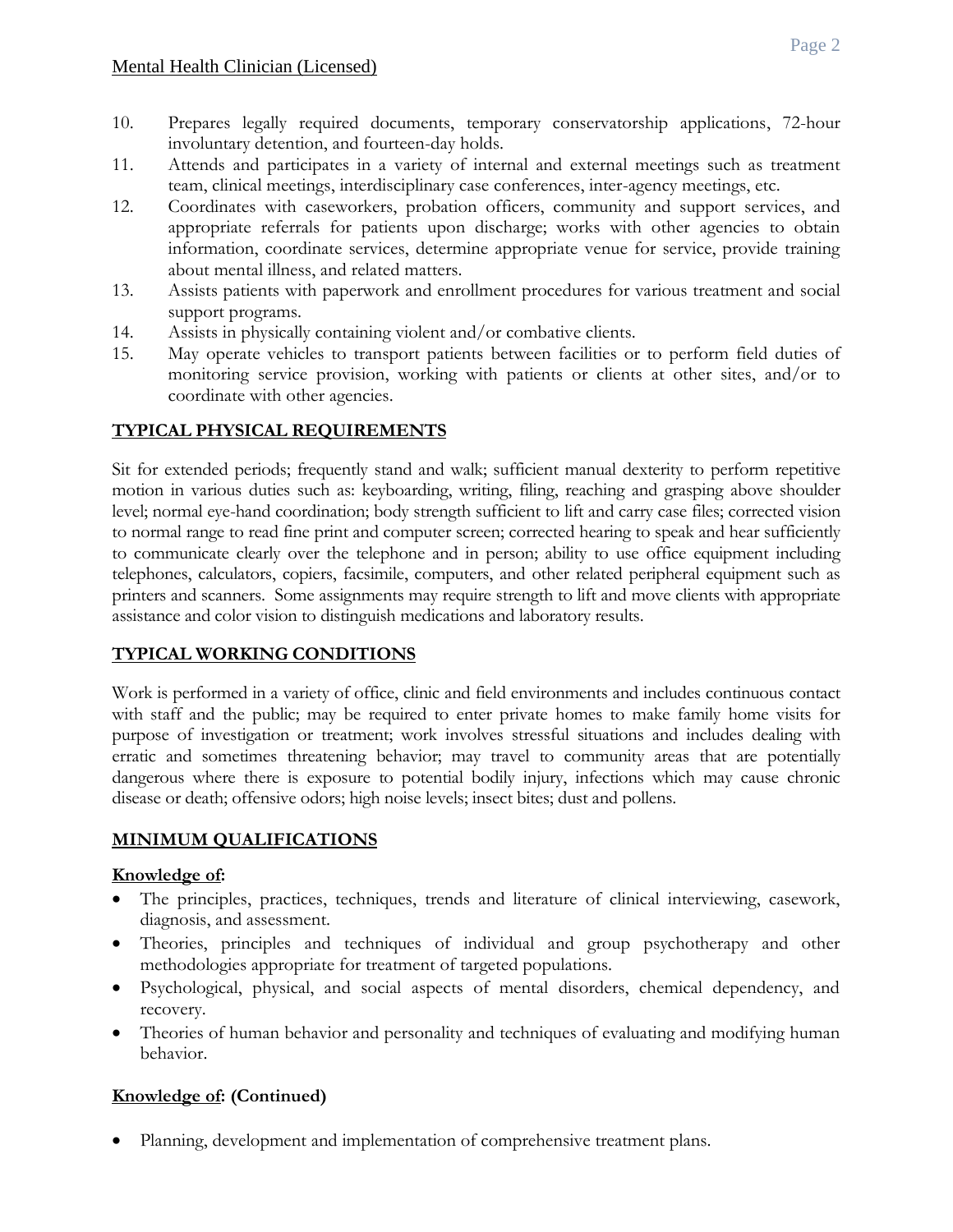10. Prepares legally required documents, temporary conservatorship applications, 72-hour involuntary detention, and fourteen-day holds.
11. Attends and participates in a variety of internal and external meetings such as treatment team, clinical meetings, interdisciplinary case conferences, inter-agency meetings, etc.
12. Coordinates with caseworkers, probation officers, community and support services, and appropriate referrals for patients upon discharge; works with other agencies to obtain information, coordinate services, determine appropriate venue for service, provide training about mental illness, and related matters.
13. Assists patients with paperwork and enrollment procedures for various treatment and social support programs.
14. Assists in physically containing violent and/or combative clients.
15. May operate vehicles to transport patients between facilities or to perform field duties of monitoring service provision, working with patients or clients at other sites, and/or to coordinate with other agencies.

## TYPICAL PHYSICAL REQUIREMENTS

Sit for extended periods; frequently stand and walk; sufficient manual dexterity to perform repetitive motion in various duties such as: keyboarding, writing, filing, reaching and grasping above shoulder level; normal eye-hand coordination; body strength sufficient to lift and carry case files; corrected vision to normal range to read fine print and computer screen; corrected hearing to speak and hear sufficiently to communicate clearly over the telephone and in person; ability to use office equipment including telephones, calculators, copiers, facsimile, computers, and other related peripheral equipment such as printers and scanners. Some assignments may require strength to lift and move clients with appropriate assistance and color vision to distinguish medications and laboratory results.

## TYPICAL WORKING CONDITIONS

Work is performed in a variety of office, clinic and field environments and includes continuous contact with staff and the public; may be required to enter private homes to make family home visits for purpose of investigation or treatment; work involves stressful situations and includes dealing with erratic and sometimes threatening behavior; may travel to community areas that are potentially dangerous where there is exposure to potential bodily injury, infections which may cause chronic disease or death; offensive odors; high noise levels; insect bites; dust and pollens.

## MINIMUM QUALIFICATIONS

### Knowledge of:

- The principles, practices, techniques, trends and literature of clinical interviewing, casework, diagnosis, and assessment.
- Theories, principles and techniques of individual and group psychotherapy and other methodologies appropriate for treatment of targeted populations.
- Psychological, physical, and social aspects of mental disorders, chemical dependency, and recovery.
- Theories of human behavior and personality and techniques of evaluating and modifying human behavior.

### Knowledge of: (Continued)

- Planning, development and implementation of comprehensive treatment plans.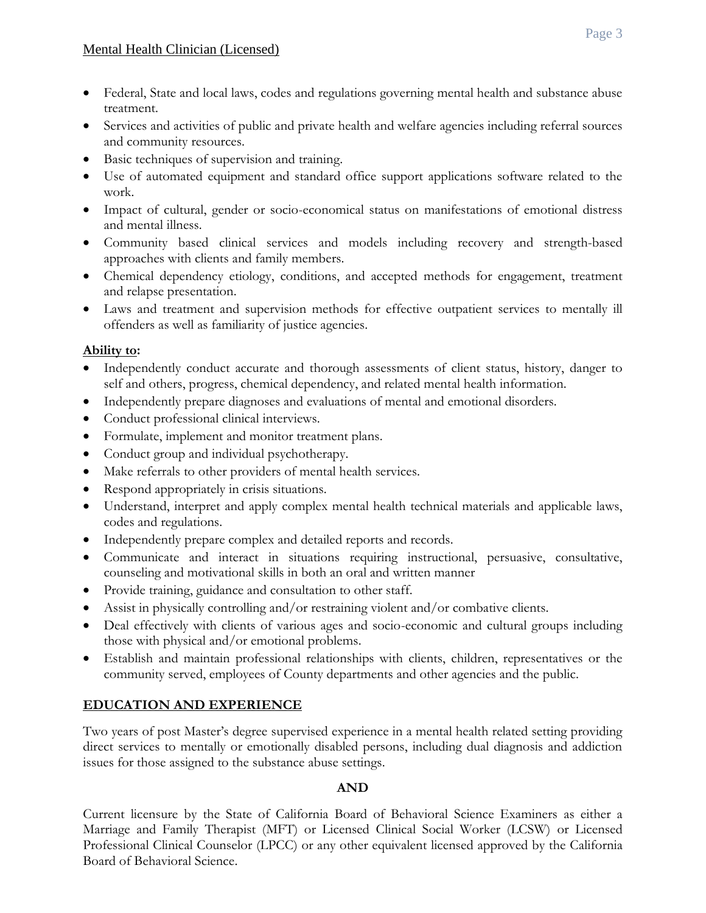- Federal, State and local laws, codes and regulations governing mental health and substance abuse treatment.
- Services and activities of public and private health and welfare agencies including referral sources and community resources.
- Basic techniques of supervision and training.
- Use of automated equipment and standard office support applications software related to the work.
- Impact of cultural, gender or socio-economical status on manifestations of emotional distress and mental illness.
- Community based clinical services and models including recovery and strength-based approaches with clients and family members.
- Chemical dependency etiology, conditions, and accepted methods for engagement, treatment and relapse presentation.
- Laws and treatment and supervision methods for effective outpatient services to mentally ill offenders as well as familiarity of justice agencies.

**Ability to:**

- Independently conduct accurate and thorough assessments of client status, history, danger to self and others, progress, chemical dependency, and related mental health information.
- Independently prepare diagnoses and evaluations of mental and emotional disorders.
- Conduct professional clinical interviews.
- Formulate, implement and monitor treatment plans.
- Conduct group and individual psychotherapy.
- Make referrals to other providers of mental health services.
- Respond appropriately in crisis situations.
- Understand, interpret and apply complex mental health technical materials and applicable laws, codes and regulations.
- Independently prepare complex and detailed reports and records.
- Communicate and interact in situations requiring instructional, persuasive, consultative, counseling and motivational skills in both an oral and written manner
- Provide training, guidance and consultation to other staff.
- Assist in physically controlling and/or restraining violent and/or combative clients.
- Deal effectively with clients of various ages and socio-economic and cultural groups including those with physical and/or emotional problems.
- Establish and maintain professional relationships with clients, children, representatives or the community served, employees of County departments and other agencies and the public.

## EDUCATION AND EXPERIENCE

Two years of post Master's degree supervised experience in a mental health related setting providing direct services to mentally or emotionally disabled persons, including dual diagnosis and addiction issues for those assigned to the substance abuse settings.

**AND**

Current licensure by the State of California Board of Behavioral Science Examiners as either a Marriage and Family Therapist (MFT) or Licensed Clinical Social Worker (LCSW) or Licensed Professional Clinical Counselor (LPCC) or any other equivalent licensed approved by the California Board of Behavioral Science.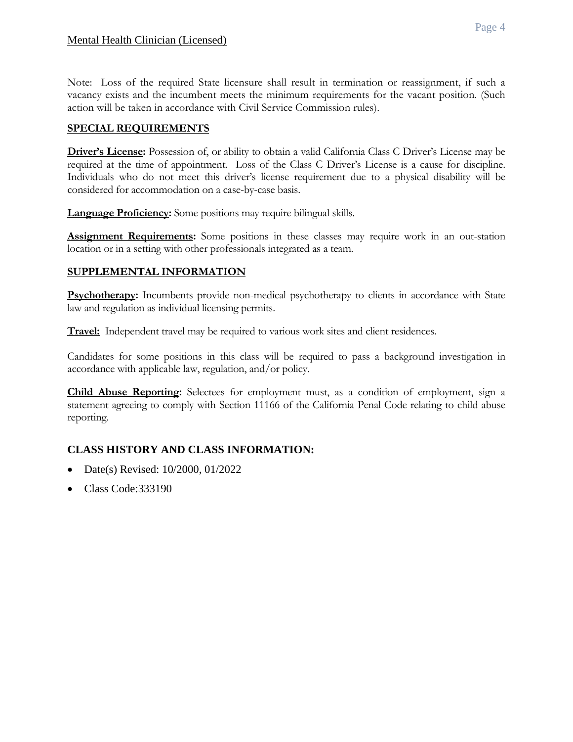Note: Loss of the required State licensure shall result in termination or reassignment, if such a vacancy exists and the incumbent meets the minimum requirements for the vacant position. (Such action will be taken in accordance with Civil Service Commission rules).

## SPECIAL REQUIREMENTS

**Driver's License:** Possession of, or ability to obtain a valid California Class C Driver's License may be required at the time of appointment. Loss of the Class C Driver's License is a cause for discipline. Individuals who do not meet this driver's license requirement due to a physical disability will be considered for accommodation on a case-by-case basis.

**Language Proficiency:** Some positions may require bilingual skills.

**Assignment Requirements:** Some positions in these classes may require work in an out-station location or in a setting with other professionals integrated as a team.

## SUPPLEMENTAL INFORMATION

**Psychotherapy:** Incumbents provide non-medical psychotherapy to clients in accordance with State law and regulation as individual licensing permits.

**Travel:** Independent travel may be required to various work sites and client residences.

Candidates for some positions in this class will be required to pass a background investigation in accordance with applicable law, regulation, and/or policy.

**Child Abuse Reporting:** Selectees for employment must, as a condition of employment, sign a statement agreeing to comply with Section 11166 of the California Penal Code relating to child abuse reporting.

## CLASS HISTORY AND CLASS INFORMATION:

- Date(s) Revised: 10/2000, 01/2022
- Class Code:333190